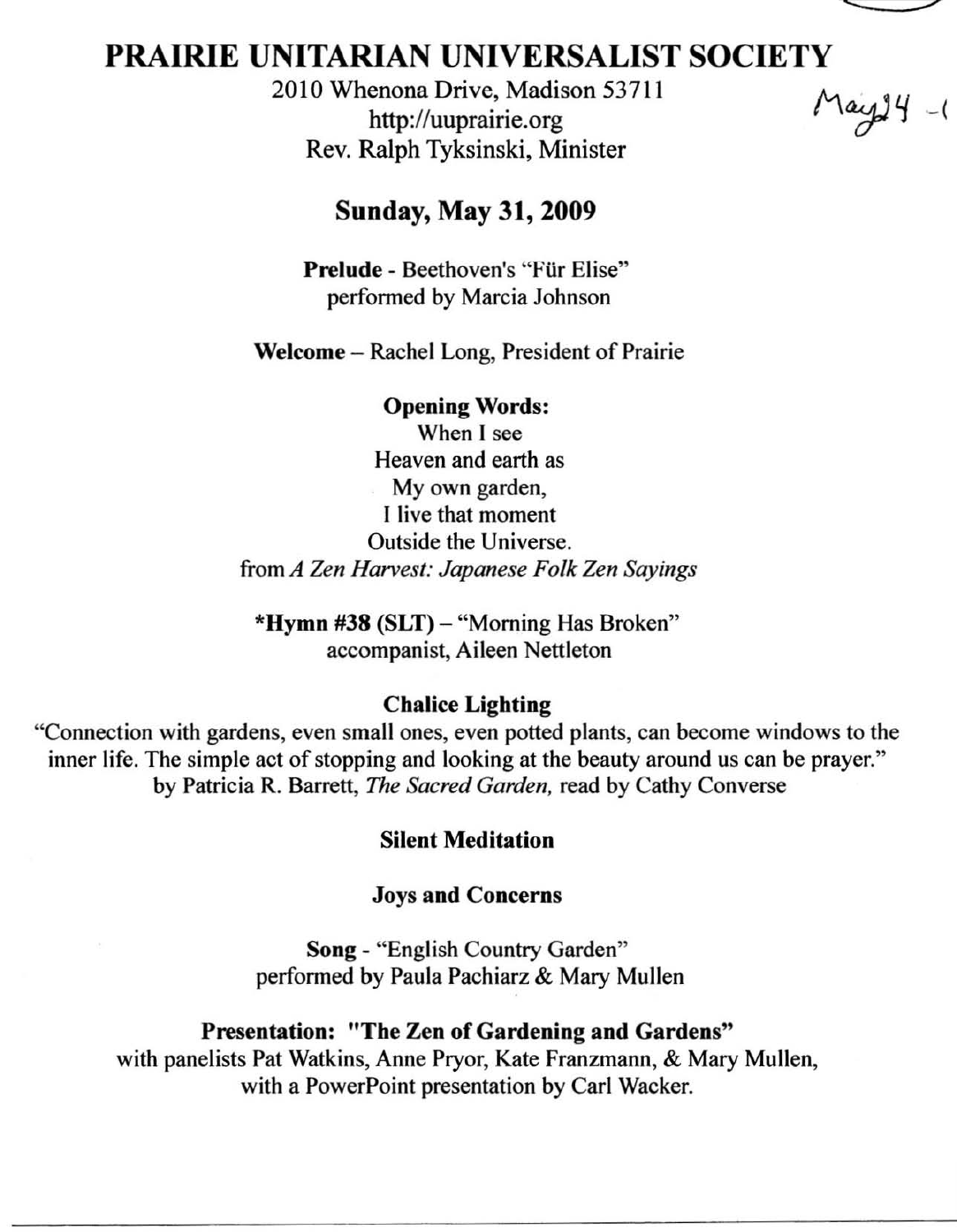# PRAIRIE UNITARIAN UNIVERSALIST SOCIETY

2010 Whenona Drive, Madison 53711
http://uuprairie.org
Rev. Ralph Tyksinski, Minister

May 24 -1

## Sunday, May 31, 2009

**Prelude** - Beethoven's "Für Elise"
performed by Marcia Johnson

**Welcome** – Rachel Long, President of Prairie

**Opening Words:**

When I see
Heaven and earth as
My own garden,
I live that moment
Outside the Universe.
from *A Zen Harvest: Japanese Folk Zen Sayings*

**\*Hymn #38 (SLT)** – "Morning Has Broken"
accompanist, Aileen Nettleton

**Chalice Lighting**

"Connection with gardens, even small ones, even potted plants, can become windows to the inner life. The simple act of stopping and looking at the beauty around us can be prayer."
by Patricia R. Barrett, *The Sacred Garden,* read by Cathy Converse

**Silent Meditation**

**Joys and Concerns**

**Song** - "English Country Garden"
performed by Paula Pachiarz & Mary Mullen

**Presentation: "The Zen of Gardening and Gardens"**
with panelists Pat Watkins, Anne Pryor, Kate Franzmann, & Mary Mullen,
with a PowerPoint presentation by Carl Wacker.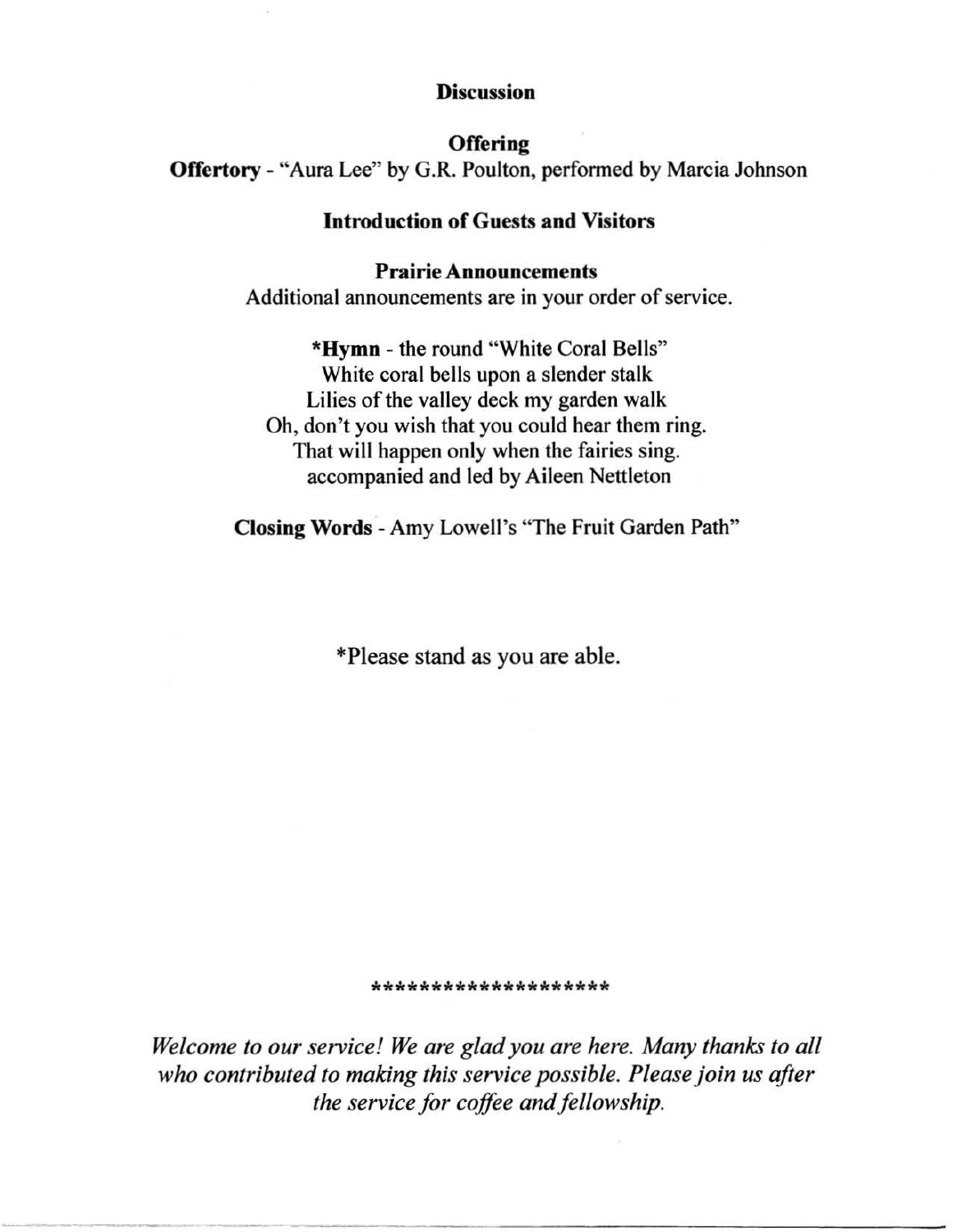**Discussion**

**Offering**

**Offertory** - "Aura Lee" by G.R. Poulton, performed by Marcia Johnson

**Introduction of Guests and Visitors**

**Prairie Announcements**

Additional announcements are in your order of service.

***Hymn** - the round "White Coral Bells"

White coral bells upon a slender stalk
Lilies of the valley deck my garden walk
Oh, don't you wish that you could hear them ring.
That will happen only when the fairies sing.
accompanied and led by Aileen Nettleton

**Closing Words** - Amy Lowell's "The Fruit Garden Path"

*Please stand as you are able.

********************

*Welcome to our service! We are glad you are here. Many thanks to all who contributed to making this service possible. Please join us after the service for coffee and fellowship.*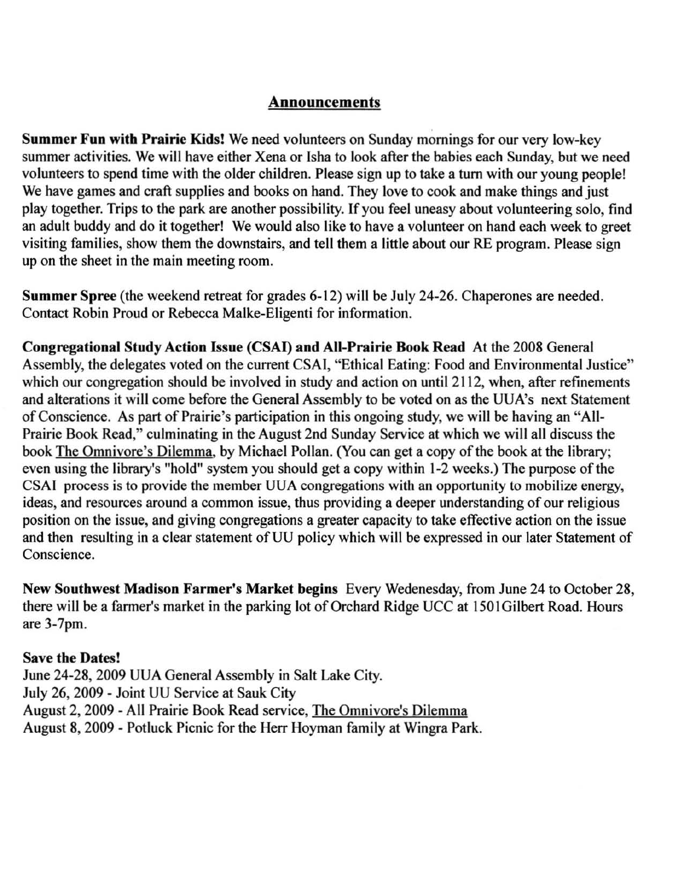## Announcements

**Summer Fun with Prairie Kids!** We need volunteers on Sunday mornings for our very low-key summer activities. We will have either Xena or Isha to look after the babies each Sunday, but we need volunteers to spend time with the older children. Please sign up to take a turn with our young people! We have games and craft supplies and books on hand. They love to cook and make things and just play together. Trips to the park are another possibility. If you feel uneasy about volunteering solo, find an adult buddy and do it together! We would also like to have a volunteer on hand each week to greet visiting families, show them the downstairs, and tell them a little about our RE program. Please sign up on the sheet in the main meeting room.

**Summer Spree** (the weekend retreat for grades 6-12) will be July 24-26. Chaperones are needed. Contact Robin Proud or Rebecca Malke-Eligenti for information.

**Congregational Study Action Issue (CSAI) and All-Prairie Book Read** At the 2008 General Assembly, the delegates voted on the current CSAI, "Ethical Eating: Food and Environmental Justice" which our congregation should be involved in study and action on until 2112, when, after refinements and alterations it will come before the General Assembly to be voted on as the UUA's next Statement of Conscience. As part of Prairie's participation in this ongoing study, we will be having an "All-Prairie Book Read," culminating in the August 2nd Sunday Service at which we will all discuss the book <u>The Omnivore's Dilemma</u>, by Michael Pollan. (You can get a copy of the book at the library; even using the library's "hold" system you should get a copy within 1-2 weeks.) The purpose of the CSAI process is to provide the member UUA congregations with an opportunity to mobilize energy, ideas, and resources around a common issue, thus providing a deeper understanding of our religious position on the issue, and giving congregations a greater capacity to take effective action on the issue and then resulting in a clear statement of UU policy which will be expressed in our later Statement of Conscience.

**New Southwest Madison Farmer's Market begins** Every Wedenesday, from June 24 to October 28, there will be a farmer's market in the parking lot of Orchard Ridge UCC at 1501Gilbert Road. Hours are 3-7pm.

**Save the Dates!**
June 24-28, 2009 UUA General Assembly in Salt Lake City.
July 26, 2009 - Joint UU Service at Sauk City
August 2, 2009 - All Prairie Book Read service, <u>The Omnivore's Dilemma</u>
August 8, 2009 - Potluck Picnic for the Herr Hoyman family at Wingra Park.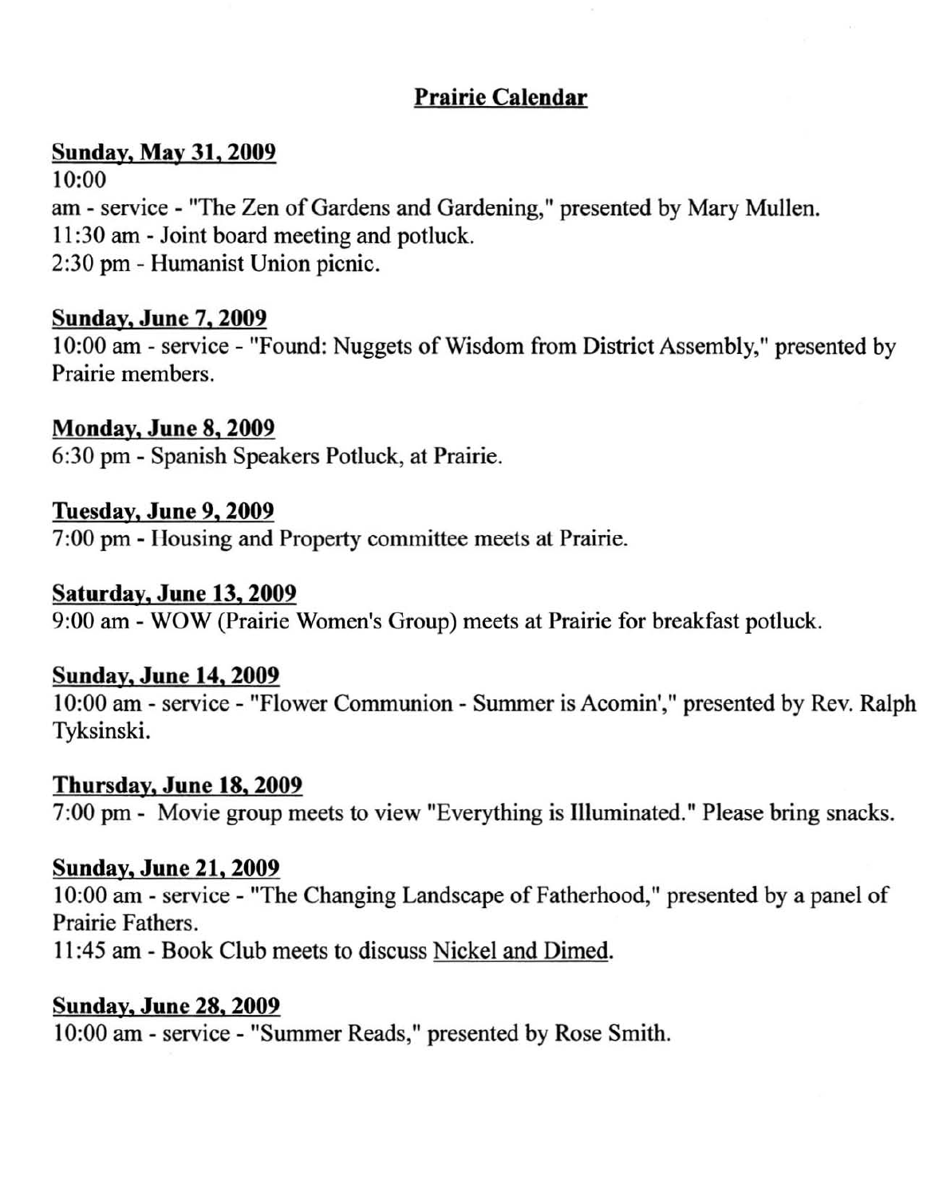## Prairie Calendar

**Sunday, May 31, 2009**

10:00
am - service - "The Zen of Gardens and Gardening," presented by Mary Mullen.
11:30 am - Joint board meeting and potluck.
2:30 pm - Humanist Union picnic.

**Sunday, June 7, 2009**

10:00 am - service - "Found: Nuggets of Wisdom from District Assembly," presented by Prairie members.

**Monday, June 8, 2009**

6:30 pm - Spanish Speakers Potluck, at Prairie.

**Tuesday, June 9, 2009**

7:00 pm - Housing and Property committee meets at Prairie.

**Saturday, June 13, 2009**

9:00 am - WOW (Prairie Women's Group) meets at Prairie for breakfast potluck.

**Sunday, June 14, 2009**

10:00 am - service - "Flower Communion - Summer is Acomin'," presented by Rev. Ralph Tyksinski.

**Thursday, June 18, 2009**

7:00 pm - Movie group meets to view "Everything is Illuminated." Please bring snacks.

**Sunday, June 21, 2009**

10:00 am - service - "The Changing Landscape of Fatherhood," presented by a panel of Prairie Fathers.
11:45 am - Book Club meets to discuss Nickel and Dimed.

**Sunday, June 28, 2009**

10:00 am - service - "Summer Reads," presented by Rose Smith.